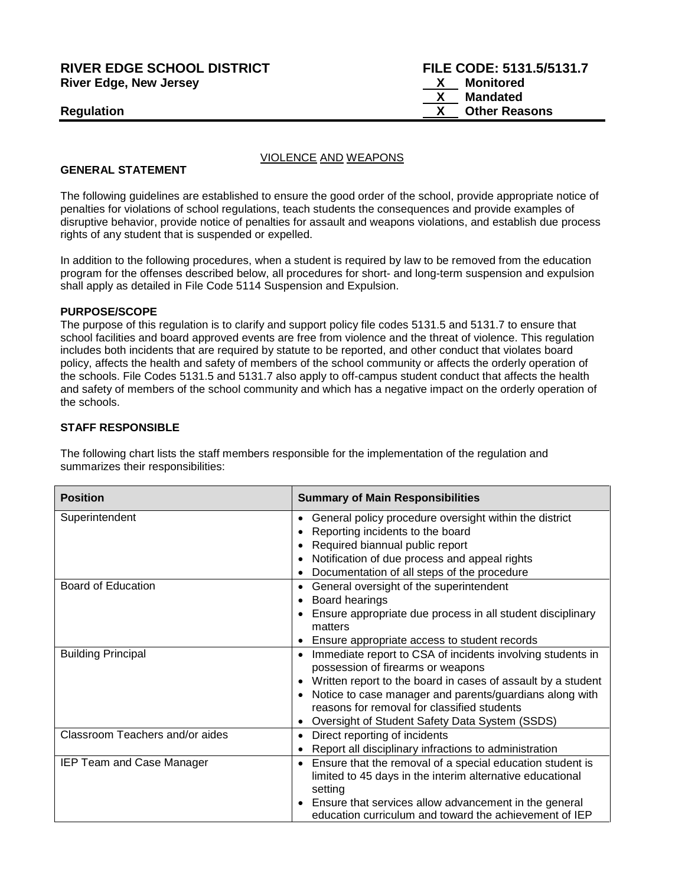**RIVER EDGE SCHOOL DISTRICT** **FILE CODE: 5131.5/5131.7**
**River Edge, New Jersey**

**X** Monitored
**X** Mandated
**X** Other Reasons

**Regulation**

VIOLENCE AND WEAPONS

**GENERAL STATEMENT**

The following guidelines are established to ensure the good order of the school, provide appropriate notice of penalties for violations of school regulations, teach students the consequences and provide examples of disruptive behavior, provide notice of penalties for assault and weapons violations, and establish due process rights of any student that is suspended or expelled.

In addition to the following procedures, when a student is required by law to be removed from the education program for the offenses described below, all procedures for short- and long-term suspension and expulsion shall apply as detailed in File Code 5114 Suspension and Expulsion.

**PURPOSE/SCOPE**

The purpose of this regulation is to clarify and support policy file codes 5131.5 and 5131.7 to ensure that school facilities and board approved events are free from violence and the threat of violence. This regulation includes both incidents that are required by statute to be reported, and other conduct that violates board policy, affects the health and safety of members of the school community or affects the orderly operation of the schools. File Codes 5131.5 and 5131.7 also apply to off-campus student conduct that affects the health and safety of members of the school community and which has a negative impact on the orderly operation of the schools.

**STAFF RESPONSIBLE**

The following chart lists the staff members responsible for the implementation of the regulation and summarizes their responsibilities:

| Position | Summary of Main Responsibilities |
| --- | --- |
| Superintendent | • General policy procedure oversight within the district<br>• Reporting incidents to the board<br>• Required biannual public report<br>• Notification of due process and appeal rights<br>• Documentation of all steps of the procedure |
| Board of Education | • General oversight of the superintendent<br>• Board hearings<br>• Ensure appropriate due process in all student disciplinary matters<br>• Ensure appropriate access to student records |
| Building Principal | • Immediate report to CSA of incidents involving students in possession of firearms or weapons<br>• Written report to the board in cases of assault by a student<br>• Notice to case manager and parents/guardians along with reasons for removal for classified students<br>• Oversight of Student Safety Data System (SSDS) |
| Classroom Teachers and/or aides | • Direct reporting of incidents<br>• Report all disciplinary infractions to administration |
| IEP Team and Case Manager | • Ensure that the removal of a special education student is limited to 45 days in the interim alternative educational setting<br>• Ensure that services allow advancement in the general education curriculum and toward the achievement of IEP |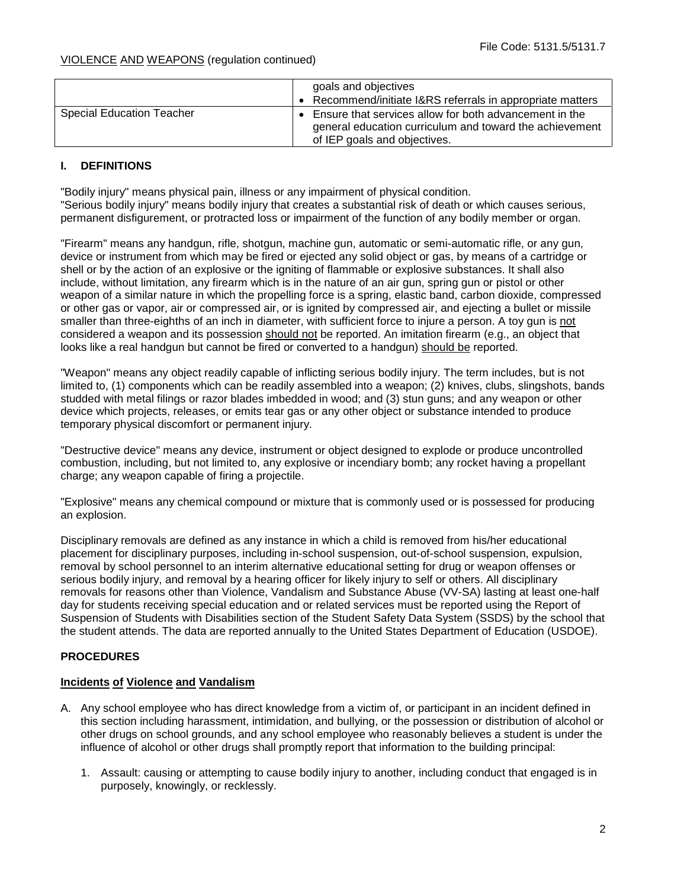VIOLENCE AND WEAPONS (regulation continued)

| | |
|---|---|
| | goals and objectives<br>• Recommend/initiate I&RS referrals in appropriate matters |
| Special Education Teacher | • Ensure that services allow for both advancement in the general education curriculum and toward the achievement of IEP goals and objectives. |

## I. DEFINITIONS

"Bodily injury" means physical pain, illness or any impairment of physical condition.
"Serious bodily injury" means bodily injury that creates a substantial risk of death or which causes serious, permanent disfigurement, or protracted loss or impairment of the function of any bodily member or organ.

"Firearm" means any handgun, rifle, shotgun, machine gun, automatic or semi-automatic rifle, or any gun, device or instrument from which may be fired or ejected any solid object or gas, by means of a cartridge or shell or by the action of an explosive or the igniting of flammable or explosive substances. It shall also include, without limitation, any firearm which is in the nature of an air gun, spring gun or pistol or other weapon of a similar nature in which the propelling force is a spring, elastic band, carbon dioxide, compressed or other gas or vapor, air or compressed air, or is ignited by compressed air, and ejecting a bullet or missile smaller than three-eighths of an inch in diameter, with sufficient force to injure a person. A toy gun is not considered a weapon and its possession should not be reported. An imitation firearm (e.g., an object that looks like a real handgun but cannot be fired or converted to a handgun) should be reported.

"Weapon" means any object readily capable of inflicting serious bodily injury. The term includes, but is not limited to, (1) components which can be readily assembled into a weapon; (2) knives, clubs, slingshots, bands studded with metal filings or razor blades imbedded in wood; and (3) stun guns; and any weapon or other device which projects, releases, or emits tear gas or any other object or substance intended to produce temporary physical discomfort or permanent injury.

"Destructive device" means any device, instrument or object designed to explode or produce uncontrolled combustion, including, but not limited to, any explosive or incendiary bomb; any rocket having a propellant charge; any weapon capable of firing a projectile.

"Explosive" means any chemical compound or mixture that is commonly used or is possessed for producing an explosion.

Disciplinary removals are defined as any instance in which a child is removed from his/her educational placement for disciplinary purposes, including in-school suspension, out-of-school suspension, expulsion, removal by school personnel to an interim alternative educational setting for drug or weapon offenses or serious bodily injury, and removal by a hearing officer for likely injury to self or others. All disciplinary removals for reasons other than Violence, Vandalism and Substance Abuse (VV-SA) lasting at least one-half day for students receiving special education and or related services must be reported using the Report of Suspension of Students with Disabilities section of the Student Safety Data System (SSDS) by the school that the student attends. The data are reported annually to the United States Department of Education (USDOE).

## PROCEDURES

### Incidents of Violence and Vandalism

A. Any school employee who has direct knowledge from a victim of, or participant in an incident defined in this section including harassment, intimidation, and bullying, or the possession or distribution of alcohol or other drugs on school grounds, and any school employee who reasonably believes a student is under the influence of alcohol or other drugs shall promptly report that information to the building principal:

   1. Assault: causing or attempting to cause bodily injury to another, including conduct that engaged is in purposely, knowingly, or recklessly.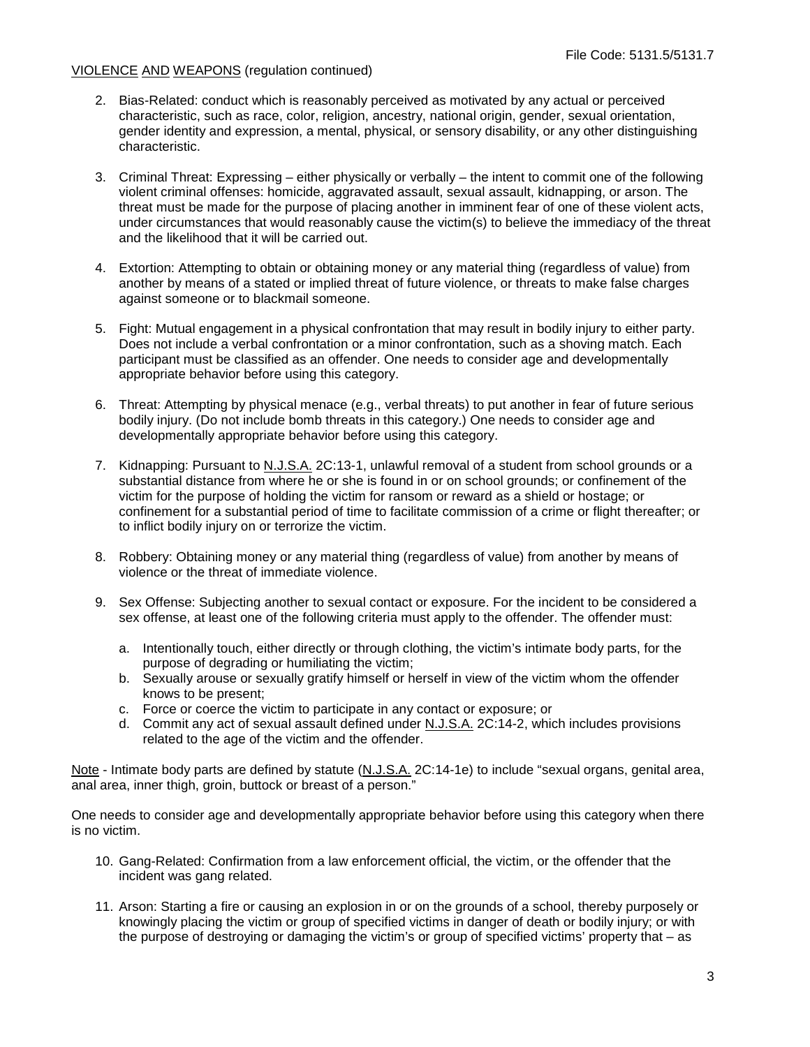VIOLENCE AND WEAPONS (regulation continued)

2. Bias-Related: conduct which is reasonably perceived as motivated by any actual or perceived characteristic, such as race, color, religion, ancestry, national origin, gender, sexual orientation, gender identity and expression, a mental, physical, or sensory disability, or any other distinguishing characteristic.

3. Criminal Threat: Expressing – either physically or verbally – the intent to commit one of the following violent criminal offenses: homicide, aggravated assault, sexual assault, kidnapping, or arson. The threat must be made for the purpose of placing another in imminent fear of one of these violent acts, under circumstances that would reasonably cause the victim(s) to believe the immediacy of the threat and the likelihood that it will be carried out.

4. Extortion: Attempting to obtain or obtaining money or any material thing (regardless of value) from another by means of a stated or implied threat of future violence, or threats to make false charges against someone or to blackmail someone.

5. Fight: Mutual engagement in a physical confrontation that may result in bodily injury to either party. Does not include a verbal confrontation or a minor confrontation, such as a shoving match. Each participant must be classified as an offender. One needs to consider age and developmentally appropriate behavior before using this category.

6. Threat: Attempting by physical menace (e.g., verbal threats) to put another in fear of future serious bodily injury. (Do not include bomb threats in this category.) One needs to consider age and developmentally appropriate behavior before using this category.

7. Kidnapping: Pursuant to N.J.S.A. 2C:13-1, unlawful removal of a student from school grounds or a substantial distance from where he or she is found in or on school grounds; or confinement of the victim for the purpose of holding the victim for ransom or reward as a shield or hostage; or confinement for a substantial period of time to facilitate commission of a crime or flight thereafter; or to inflict bodily injury on or terrorize the victim.

8. Robbery: Obtaining money or any material thing (regardless of value) from another by means of violence or the threat of immediate violence.

9. Sex Offense: Subjecting another to sexual contact or exposure. For the incident to be considered a sex offense, at least one of the following criteria must apply to the offender. The offender must:

   a. Intentionally touch, either directly or through clothing, the victim's intimate body parts, for the purpose of degrading or humiliating the victim;
   b. Sexually arouse or sexually gratify himself or herself in view of the victim whom the offender knows to be present;
   c. Force or coerce the victim to participate in any contact or exposure; or
   d. Commit any act of sexual assault defined under N.J.S.A. 2C:14-2, which includes provisions related to the age of the victim and the offender.

Note - Intimate body parts are defined by statute (N.J.S.A. 2C:14-1e) to include "sexual organs, genital area, anal area, inner thigh, groin, buttock or breast of a person."

One needs to consider age and developmentally appropriate behavior before using this category when there is no victim.

10. Gang-Related: Confirmation from a law enforcement official, the victim, or the offender that the incident was gang related.

11. Arson: Starting a fire or causing an explosion in or on the grounds of a school, thereby purposely or knowingly placing the victim or group of specified victims in danger of death or bodily injury; or with the purpose of destroying or damaging the victim's or group of specified victims' property that – as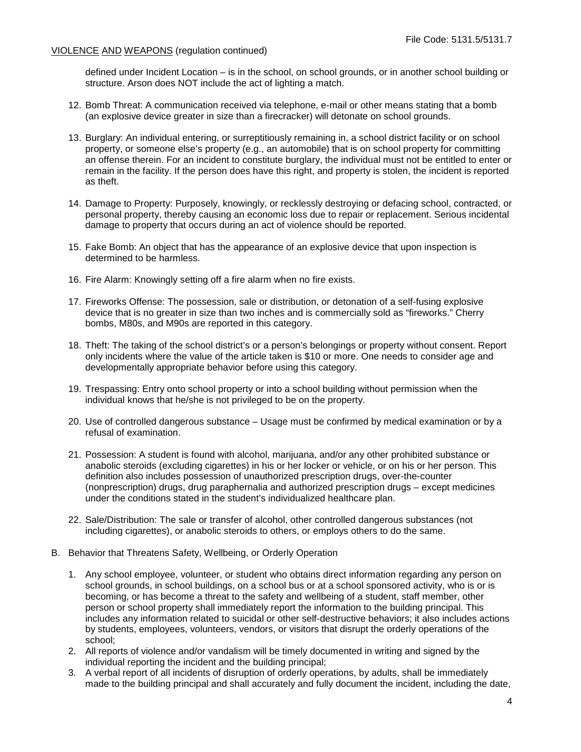defined under Incident Location – is in the school, on school grounds, or in another school building or structure. Arson does NOT include the act of lighting a match.

12. Bomb Threat: A communication received via telephone, e-mail or other means stating that a bomb (an explosive device greater in size than a firecracker) will detonate on school grounds.

13. Burglary: An individual entering, or surreptitiously remaining in, a school district facility or on school property, or someone else's property (e.g., an automobile) that is on school property for committing an offense therein. For an incident to constitute burglary, the individual must not be entitled to enter or remain in the facility. If the person does have this right, and property is stolen, the incident is reported as theft.

14. Damage to Property: Purposely, knowingly, or recklessly destroying or defacing school, contracted, or personal property, thereby causing an economic loss due to repair or replacement. Serious incidental damage to property that occurs during an act of violence should be reported.

15. Fake Bomb: An object that has the appearance of an explosive device that upon inspection is determined to be harmless.

16. Fire Alarm: Knowingly setting off a fire alarm when no fire exists.

17. Fireworks Offense: The possession, sale or distribution, or detonation of a self-fusing explosive device that is no greater in size than two inches and is commercially sold as "fireworks." Cherry bombs, M80s, and M90s are reported in this category.

18. Theft: The taking of the school district's or a person's belongings or property without consent. Report only incidents where the value of the article taken is $10 or more. One needs to consider age and developmentally appropriate behavior before using this category.

19. Trespassing: Entry onto school property or into a school building without permission when the individual knows that he/she is not privileged to be on the property.

20. Use of controlled dangerous substance – Usage must be confirmed by medical examination or by a refusal of examination.

21. Possession: A student is found with alcohol, marijuana, and/or any other prohibited substance or anabolic steroids (excluding cigarettes) in his or her locker or vehicle, or on his or her person. This definition also includes possession of unauthorized prescription drugs, over-the-counter (nonprescription) drugs, drug paraphernalia and authorized prescription drugs – except medicines under the conditions stated in the student's individualized healthcare plan.

22. Sale/Distribution: The sale or transfer of alcohol, other controlled dangerous substances (not including cigarettes), or anabolic steroids to others, or employs others to do the same.

B. Behavior that Threatens Safety, Wellbeing, or Orderly Operation

1. Any school employee, volunteer, or student who obtains direct information regarding any person on school grounds, in school buildings, on a school bus or at a school sponsored activity, who is or is becoming, or has become a threat to the safety and wellbeing of a student, staff member, other person or school property shall immediately report the information to the building principal. This includes any information related to suicidal or other self-destructive behaviors; it also includes actions by students, employees, volunteers, vendors, or visitors that disrupt the orderly operations of the school;
2. All reports of violence and/or vandalism will be timely documented in writing and signed by the individual reporting the incident and the building principal;
3. A verbal report of all incidents of disruption of orderly operations, by adults, shall be immediately made to the building principal and shall accurately and fully document the incident, including the date,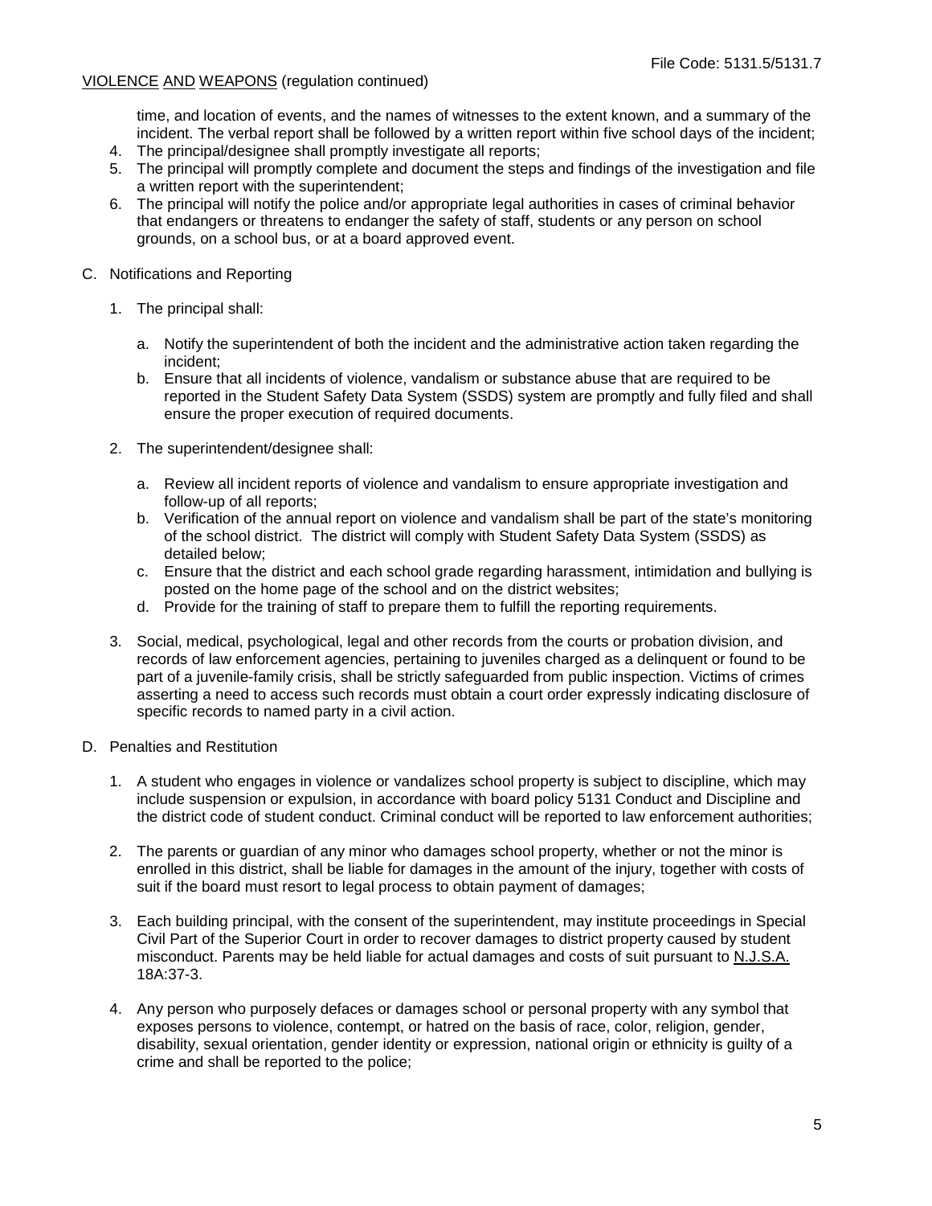time, and location of events, and the names of witnesses to the extent known, and a summary of the incident. The verbal report shall be followed by a written report within five school days of the incident;

4. The principal/designee shall promptly investigate all reports;
5. The principal will promptly complete and document the steps and findings of the investigation and file a written report with the superintendent;
6. The principal will notify the police and/or appropriate legal authorities in cases of criminal behavior that endangers or threatens to endanger the safety of staff, students or any person on school grounds, on a school bus, or at a board approved event.

C. Notifications and Reporting

1. The principal shall:

   a. Notify the superintendent of both the incident and the administrative action taken regarding the incident;
   b. Ensure that all incidents of violence, vandalism or substance abuse that are required to be reported in the Student Safety Data System (SSDS) system are promptly and fully filed and shall ensure the proper execution of required documents.

2. The superintendent/designee shall:

   a. Review all incident reports of violence and vandalism to ensure appropriate investigation and follow-up of all reports;
   b. Verification of the annual report on violence and vandalism shall be part of the state's monitoring of the school district. The district will comply with Student Safety Data System (SSDS) as detailed below;
   c. Ensure that the district and each school grade regarding harassment, intimidation and bullying is posted on the home page of the school and on the district websites;
   d. Provide for the training of staff to prepare them to fulfill the reporting requirements.

3. Social, medical, psychological, legal and other records from the courts or probation division, and records of law enforcement agencies, pertaining to juveniles charged as a delinquent or found to be part of a juvenile-family crisis, shall be strictly safeguarded from public inspection. Victims of crimes asserting a need to access such records must obtain a court order expressly indicating disclosure of specific records to named party in a civil action.

D. Penalties and Restitution

1. A student who engages in violence or vandalizes school property is subject to discipline, which may include suspension or expulsion, in accordance with board policy 5131 Conduct and Discipline and the district code of student conduct. Criminal conduct will be reported to law enforcement authorities;

2. The parents or guardian of any minor who damages school property, whether or not the minor is enrolled in this district, shall be liable for damages in the amount of the injury, together with costs of suit if the board must resort to legal process to obtain payment of damages;

3. Each building principal, with the consent of the superintendent, may institute proceedings in Special Civil Part of the Superior Court in order to recover damages to district property caused by student misconduct. Parents may be held liable for actual damages and costs of suit pursuant to N.J.S.A. 18A:37-3.

4. Any person who purposely defaces or damages school or personal property with any symbol that exposes persons to violence, contempt, or hatred on the basis of race, color, religion, gender, disability, sexual orientation, gender identity or expression, national origin or ethnicity is guilty of a crime and shall be reported to the police;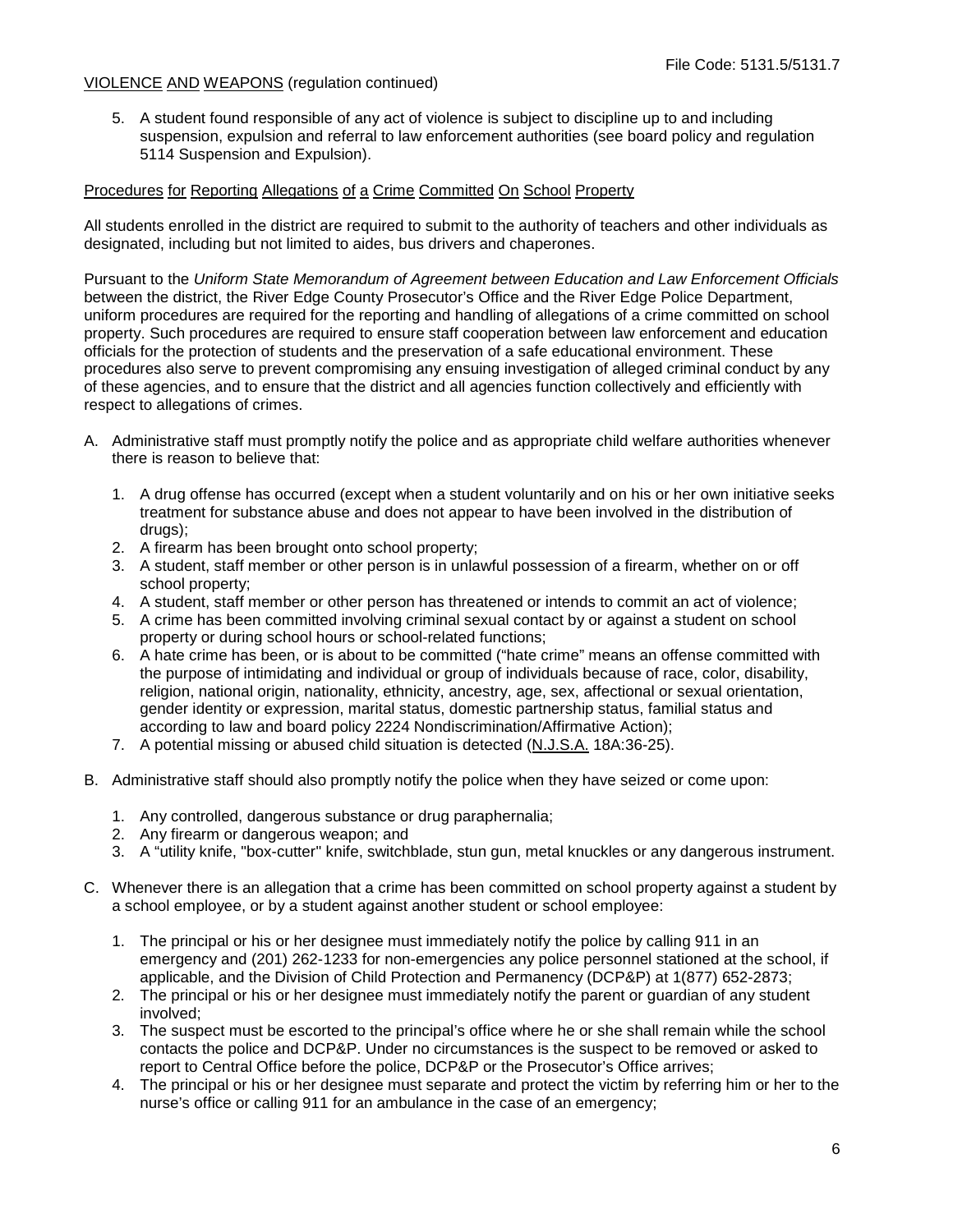VIOLENCE AND WEAPONS (regulation continued)

5. A student found responsible of any act of violence is subject to discipline up to and including suspension, expulsion and referral to law enforcement authorities (see board policy and regulation 5114 Suspension and Expulsion).

## Procedures for Reporting Allegations of a Crime Committed On School Property

All students enrolled in the district are required to submit to the authority of teachers and other individuals as designated, including but not limited to aides, bus drivers and chaperones.

Pursuant to the *Uniform State Memorandum of Agreement between Education and Law Enforcement Officials* between the district, the River Edge County Prosecutor's Office and the River Edge Police Department, uniform procedures are required for the reporting and handling of allegations of a crime committed on school property. Such procedures are required to ensure staff cooperation between law enforcement and education officials for the protection of students and the preservation of a safe educational environment. These procedures also serve to prevent compromising any ensuing investigation of alleged criminal conduct by any of these agencies, and to ensure that the district and all agencies function collectively and efficiently with respect to allegations of crimes.

A. Administrative staff must promptly notify the police and as appropriate child welfare authorities whenever there is reason to believe that:

   1. A drug offense has occurred (except when a student voluntarily and on his or her own initiative seeks treatment for substance abuse and does not appear to have been involved in the distribution of drugs);
   2. A firearm has been brought onto school property;
   3. A student, staff member or other person is in unlawful possession of a firearm, whether on or off school property;
   4. A student, staff member or other person has threatened or intends to commit an act of violence;
   5. A crime has been committed involving criminal sexual contact by or against a student on school property or during school hours or school-related functions;
   6. A hate crime has been, or is about to be committed ("hate crime" means an offense committed with the purpose of intimidating and individual or group of individuals because of race, color, disability, religion, national origin, nationality, ethnicity, ancestry, age, sex, affectional or sexual orientation, gender identity or expression, marital status, domestic partnership status, familial status and according to law and board policy 2224 Nondiscrimination/Affirmative Action);
   7. A potential missing or abused child situation is detected (N.J.S.A. 18A:36-25).

B. Administrative staff should also promptly notify the police when they have seized or come upon:

   1. Any controlled, dangerous substance or drug paraphernalia;
   2. Any firearm or dangerous weapon; and
   3. A "utility knife, "box-cutter" knife, switchblade, stun gun, metal knuckles or any dangerous instrument.

C. Whenever there is an allegation that a crime has been committed on school property against a student by a school employee, or by a student against another student or school employee:

   1. The principal or his or her designee must immediately notify the police by calling 911 in an emergency and (201) 262-1233 for non-emergencies any police personnel stationed at the school, if applicable, and the Division of Child Protection and Permanency (DCP&P) at 1(877) 652-2873;
   2. The principal or his or her designee must immediately notify the parent or guardian of any student involved;
   3. The suspect must be escorted to the principal's office where he or she shall remain while the school contacts the police and DCP&P. Under no circumstances is the suspect to be removed or asked to report to Central Office before the police, DCP&P or the Prosecutor's Office arrives;
   4. The principal or his or her designee must separate and protect the victim by referring him or her to the nurse's office or calling 911 for an ambulance in the case of an emergency;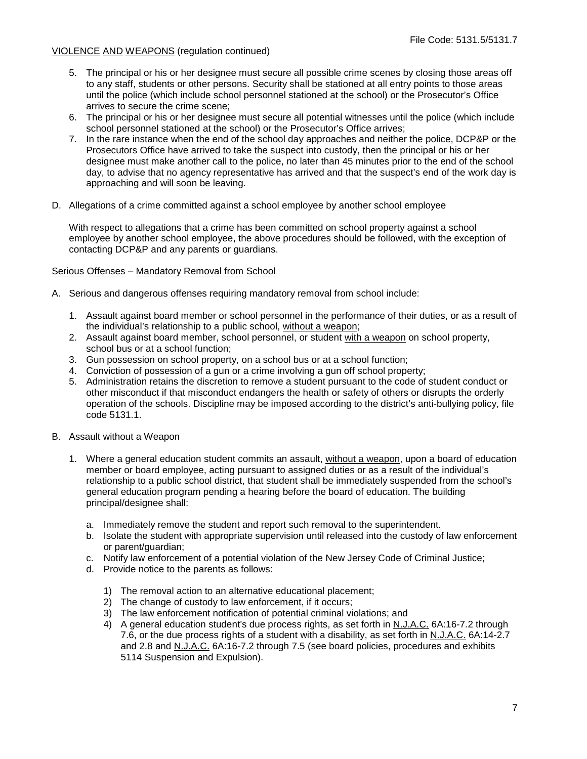VIOLENCE AND WEAPONS (regulation continued)

5. The principal or his or her designee must secure all possible crime scenes by closing those areas off to any staff, students or other persons. Security shall be stationed at all entry points to those areas until the police (which include school personnel stationed at the school) or the Prosecutor's Office arrives to secure the crime scene;
6. The principal or his or her designee must secure all potential witnesses until the police (which include school personnel stationed at the school) or the Prosecutor's Office arrives;
7. In the rare instance when the end of the school day approaches and neither the police, DCP&P or the Prosecutors Office have arrived to take the suspect into custody, then the principal or his or her designee must make another call to the police, no later than 45 minutes prior to the end of the school day, to advise that no agency representative has arrived and that the suspect's end of the work day is approaching and will soon be leaving.

D. Allegations of a crime committed against a school employee by another school employee

   With respect to allegations that a crime has been committed on school property against a school employee by another school employee, the above procedures should be followed, with the exception of contacting DCP&P and any parents or guardians.

Serious Offenses – Mandatory Removal from School

A. Serious and dangerous offenses requiring mandatory removal from school include:

   1. Assault against board member or school personnel in the performance of their duties, or as a result of the individual's relationship to a public school, without a weapon;
   2. Assault against board member, school personnel, or student with a weapon on school property, school bus or at a school function;
   3. Gun possession on school property, on a school bus or at a school function;
   4. Conviction of possession of a gun or a crime involving a gun off school property;
   5. Administration retains the discretion to remove a student pursuant to the code of student conduct or other misconduct if that misconduct endangers the health or safety of others or disrupts the orderly operation of the schools. Discipline may be imposed according to the district's anti-bullying policy, file code 5131.1.

B. Assault without a Weapon

   1. Where a general education student commits an assault, without a weapon, upon a board of education member or board employee, acting pursuant to assigned duties or as a result of the individual's relationship to a public school district, that student shall be immediately suspended from the school's general education program pending a hearing before the board of education. The building principal/designee shall:

      a. Immediately remove the student and report such removal to the superintendent.
      b. Isolate the student with appropriate supervision until released into the custody of law enforcement or parent/guardian;
      c. Notify law enforcement of a potential violation of the New Jersey Code of Criminal Justice;
      d. Provide notice to the parents as follows:

         1) The removal action to an alternative educational placement;
         2) The change of custody to law enforcement, if it occurs;
         3) The law enforcement notification of potential criminal violations; and
         4) A general education student's due process rights, as set forth in N.J.A.C. 6A:16-7.2 through 7.6, or the due process rights of a student with a disability, as set forth in N.J.A.C. 6A:14-2.7 and 2.8 and N.J.A.C. 6A:16-7.2 through 7.5 (see board policies, procedures and exhibits 5114 Suspension and Expulsion).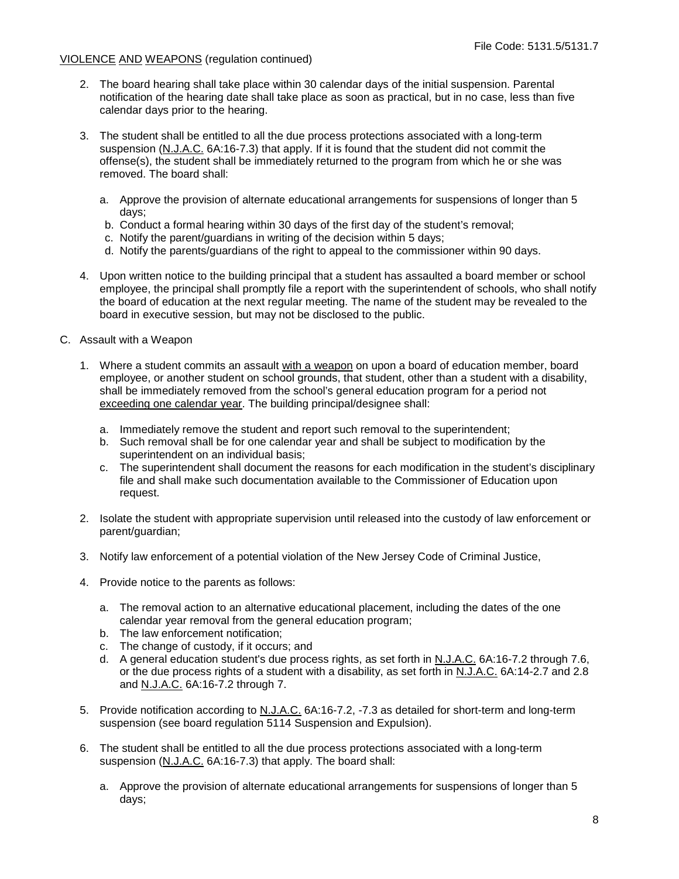2. The board hearing shall take place within 30 calendar days of the initial suspension. Parental notification of the hearing date shall take place as soon as practical, but in no case, less than five calendar days prior to the hearing.

3. The student shall be entitled to all the due process protections associated with a long-term suspension (N.J.A.C. 6A:16-7.3) that apply. If it is found that the student did not commit the offense(s), the student shall be immediately returned to the program from which he or she was removed. The board shall:

   a. Approve the provision of alternate educational arrangements for suspensions of longer than 5 days;
   b. Conduct a formal hearing within 30 days of the first day of the student's removal;
   c. Notify the parent/guardians in writing of the decision within 5 days;
   d. Notify the parents/guardians of the right to appeal to the commissioner within 90 days.

4. Upon written notice to the building principal that a student has assaulted a board member or school employee, the principal shall promptly file a report with the superintendent of schools, who shall notify the board of education at the next regular meeting. The name of the student may be revealed to the board in executive session, but may not be disclosed to the public.

C. Assault with a Weapon

1. Where a student commits an assault with a weapon on upon a board of education member, board employee, or another student on school grounds, that student, other than a student with a disability, shall be immediately removed from the school's general education program for a period not exceeding one calendar year. The building principal/designee shall:

   a. Immediately remove the student and report such removal to the superintendent;
   b. Such removal shall be for one calendar year and shall be subject to modification by the superintendent on an individual basis;
   c. The superintendent shall document the reasons for each modification in the student's disciplinary file and shall make such documentation available to the Commissioner of Education upon request.

2. Isolate the student with appropriate supervision until released into the custody of law enforcement or parent/guardian;

3. Notify law enforcement of a potential violation of the New Jersey Code of Criminal Justice,

4. Provide notice to the parents as follows:

   a. The removal action to an alternative educational placement, including the dates of the one calendar year removal from the general education program;
   b. The law enforcement notification;
   c. The change of custody, if it occurs; and
   d. A general education student's due process rights, as set forth in N.J.A.C. 6A:16-7.2 through 7.6, or the due process rights of a student with a disability, as set forth in N.J.A.C. 6A:14-2.7 and 2.8 and N.J.A.C. 6A:16-7.2 through 7.

5. Provide notification according to N.J.A.C. 6A:16-7.2, -7.3 as detailed for short-term and long-term suspension (see board regulation 5114 Suspension and Expulsion).

6. The student shall be entitled to all the due process protections associated with a long-term suspension (N.J.A.C. 6A:16-7.3) that apply. The board shall:

   a. Approve the provision of alternate educational arrangements for suspensions of longer than 5 days;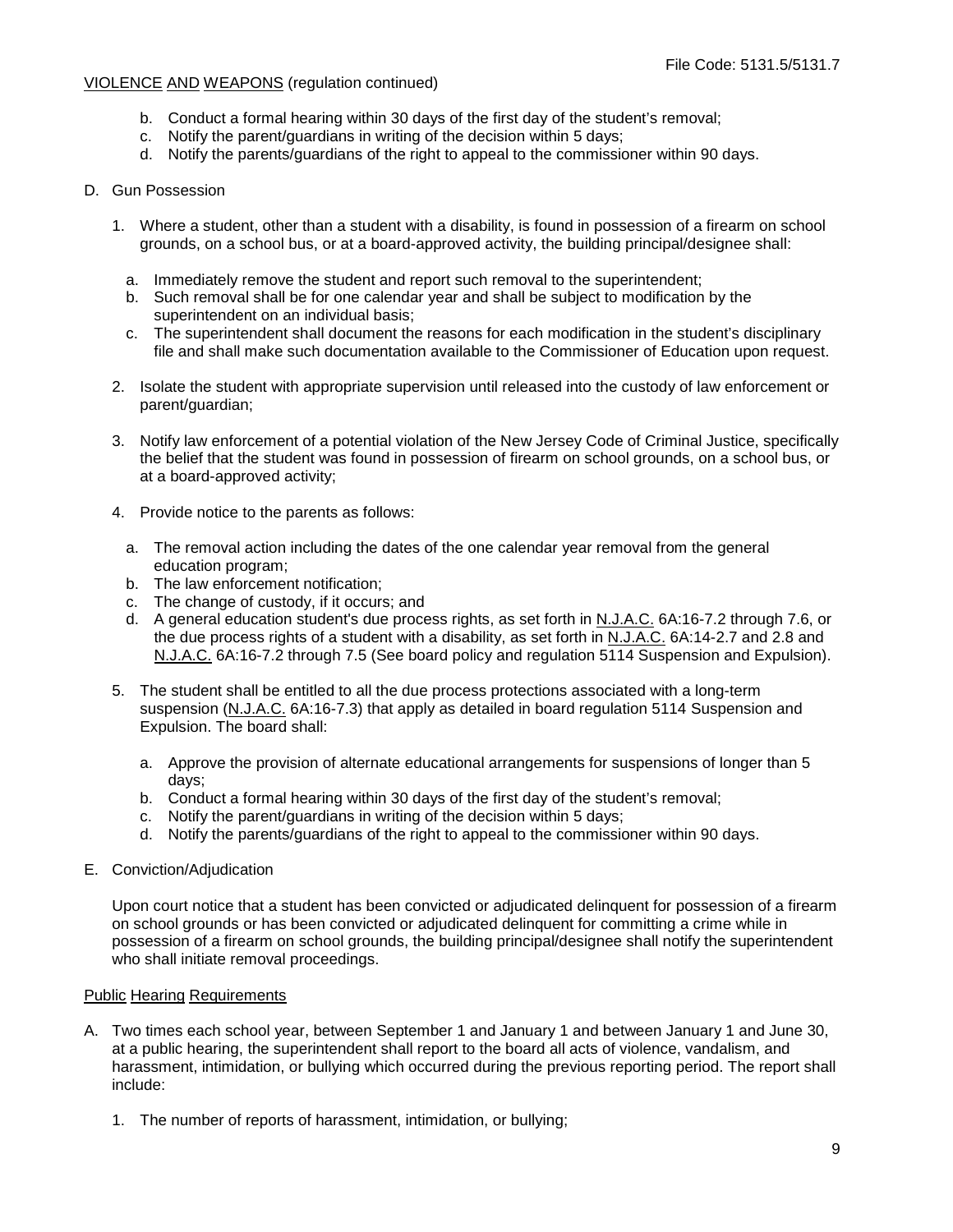b. Conduct a formal hearing within 30 days of the first day of the student's removal;
c. Notify the parent/guardians in writing of the decision within 5 days;
d. Notify the parents/guardians of the right to appeal to the commissioner within 90 days.

D. Gun Possession

1. Where a student, other than a student with a disability, is found in possession of a firearm on school grounds, on a school bus, or at a board-approved activity, the building principal/designee shall:

   a. Immediately remove the student and report such removal to the superintendent;
   b. Such removal shall be for one calendar year and shall be subject to modification by the superintendent on an individual basis;
   c. The superintendent shall document the reasons for each modification in the student's disciplinary file and shall make such documentation available to the Commissioner of Education upon request.

2. Isolate the student with appropriate supervision until released into the custody of law enforcement or parent/guardian;

3. Notify law enforcement of a potential violation of the New Jersey Code of Criminal Justice, specifically the belief that the student was found in possession of firearm on school grounds, on a school bus, or at a board-approved activity;

4. Provide notice to the parents as follows:

   a. The removal action including the dates of the one calendar year removal from the general education program;
   b. The law enforcement notification;
   c. The change of custody, if it occurs; and
   d. A general education student's due process rights, as set forth in N.J.A.C. 6A:16-7.2 through 7.6, or the due process rights of a student with a disability, as set forth in N.J.A.C. 6A:14-2.7 and 2.8 and N.J.A.C. 6A:16-7.2 through 7.5 (See board policy and regulation 5114 Suspension and Expulsion).

5. The student shall be entitled to all the due process protections associated with a long-term suspension (N.J.A.C. 6A:16-7.3) that apply as detailed in board regulation 5114 Suspension and Expulsion. The board shall:

   a. Approve the provision of alternate educational arrangements for suspensions of longer than 5 days;
   b. Conduct a formal hearing within 30 days of the first day of the student's removal;
   c. Notify the parent/guardians in writing of the decision within 5 days;
   d. Notify the parents/guardians of the right to appeal to the commissioner within 90 days.

E. Conviction/Adjudication

   Upon court notice that a student has been convicted or adjudicated delinquent for possession of a firearm on school grounds or has been convicted or adjudicated delinquent for committing a crime while in possession of a firearm on school grounds, the building principal/designee shall notify the superintendent who shall initiate removal proceedings.

## Public Hearing Requirements

A. Two times each school year, between September 1 and January 1 and between January 1 and June 30, at a public hearing, the superintendent shall report to the board all acts of violence, vandalism, and harassment, intimidation, or bullying which occurred during the previous reporting period. The report shall include:

   1. The number of reports of harassment, intimidation, or bullying;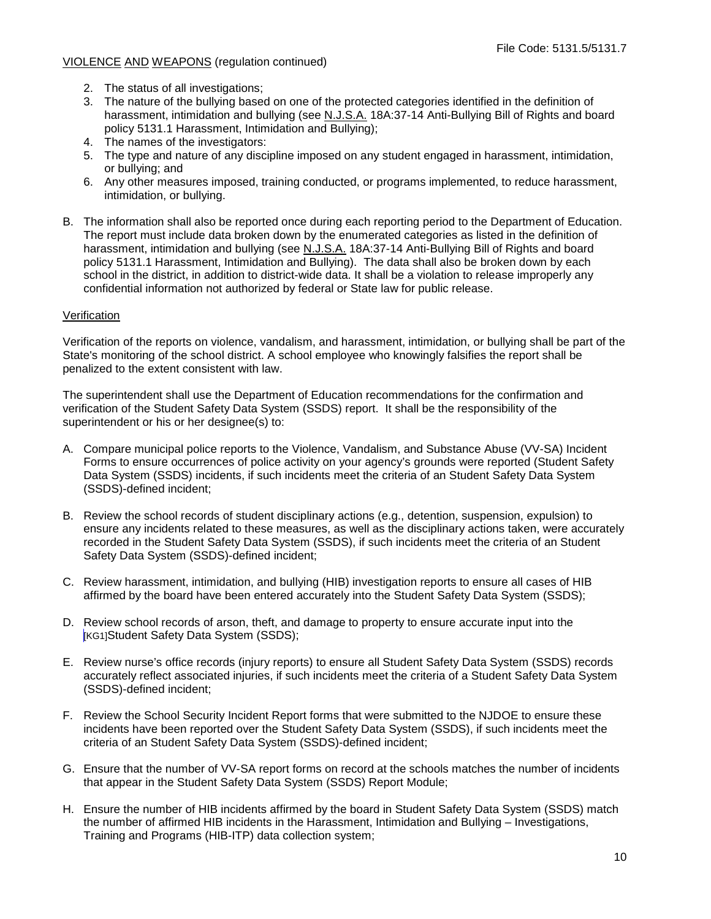VIOLENCE AND WEAPONS (regulation continued)

2. The status of all investigations;
3. The nature of the bullying based on one of the protected categories identified in the definition of harassment, intimidation and bullying (see N.J.S.A. 18A:37-14 Anti-Bullying Bill of Rights and board policy 5131.1 Harassment, Intimidation and Bullying);
4. The names of the investigators:
5. The type and nature of any discipline imposed on any student engaged in harassment, intimidation, or bullying; and
6. Any other measures imposed, training conducted, or programs implemented, to reduce harassment, intimidation, or bullying.

B. The information shall also be reported once during each reporting period to the Department of Education. The report must include data broken down by the enumerated categories as listed in the definition of harassment, intimidation and bullying (see N.J.S.A. 18A:37-14 Anti-Bullying Bill of Rights and board policy 5131.1 Harassment, Intimidation and Bullying). The data shall also be broken down by each school in the district, in addition to district-wide data. It shall be a violation to release improperly any confidential information not authorized by federal or State law for public release.

Verification

Verification of the reports on violence, vandalism, and harassment, intimidation, or bullying shall be part of the State's monitoring of the school district. A school employee who knowingly falsifies the report shall be penalized to the extent consistent with law.

The superintendent shall use the Department of Education recommendations for the confirmation and verification of the Student Safety Data System (SSDS) report. It shall be the responsibility of the superintendent or his or her designee(s) to:

A. Compare municipal police reports to the Violence, Vandalism, and Substance Abuse (VV-SA) Incident Forms to ensure occurrences of police activity on your agency's grounds were reported (Student Safety Data System (SSDS) incidents, if such incidents meet the criteria of an Student Safety Data System (SSDS)-defined incident;

B. Review the school records of student disciplinary actions (e.g., detention, suspension, expulsion) to ensure any incidents related to these measures, as well as the disciplinary actions taken, were accurately recorded in the Student Safety Data System (SSDS), if such incidents meet the criteria of an Student Safety Data System (SSDS)-defined incident;

C. Review harassment, intimidation, and bullying (HIB) investigation reports to ensure all cases of HIB affirmed by the board have been entered accurately into the Student Safety Data System (SSDS);

D. Review school records of arson, theft, and damage to property to ensure accurate input into the [KG1]Student Safety Data System (SSDS);

E. Review nurse's office records (injury reports) to ensure all Student Safety Data System (SSDS) records accurately reflect associated injuries, if such incidents meet the criteria of a Student Safety Data System (SSDS)-defined incident;

F. Review the School Security Incident Report forms that were submitted to the NJDOE to ensure these incidents have been reported over the Student Safety Data System (SSDS), if such incidents meet the criteria of an Student Safety Data System (SSDS)-defined incident;

G. Ensure that the number of VV-SA report forms on record at the schools matches the number of incidents that appear in the Student Safety Data System (SSDS) Report Module;

H. Ensure the number of HIB incidents affirmed by the board in Student Safety Data System (SSDS) match the number of affirmed HIB incidents in the Harassment, Intimidation and Bullying – Investigations, Training and Programs (HIB-ITP) data collection system;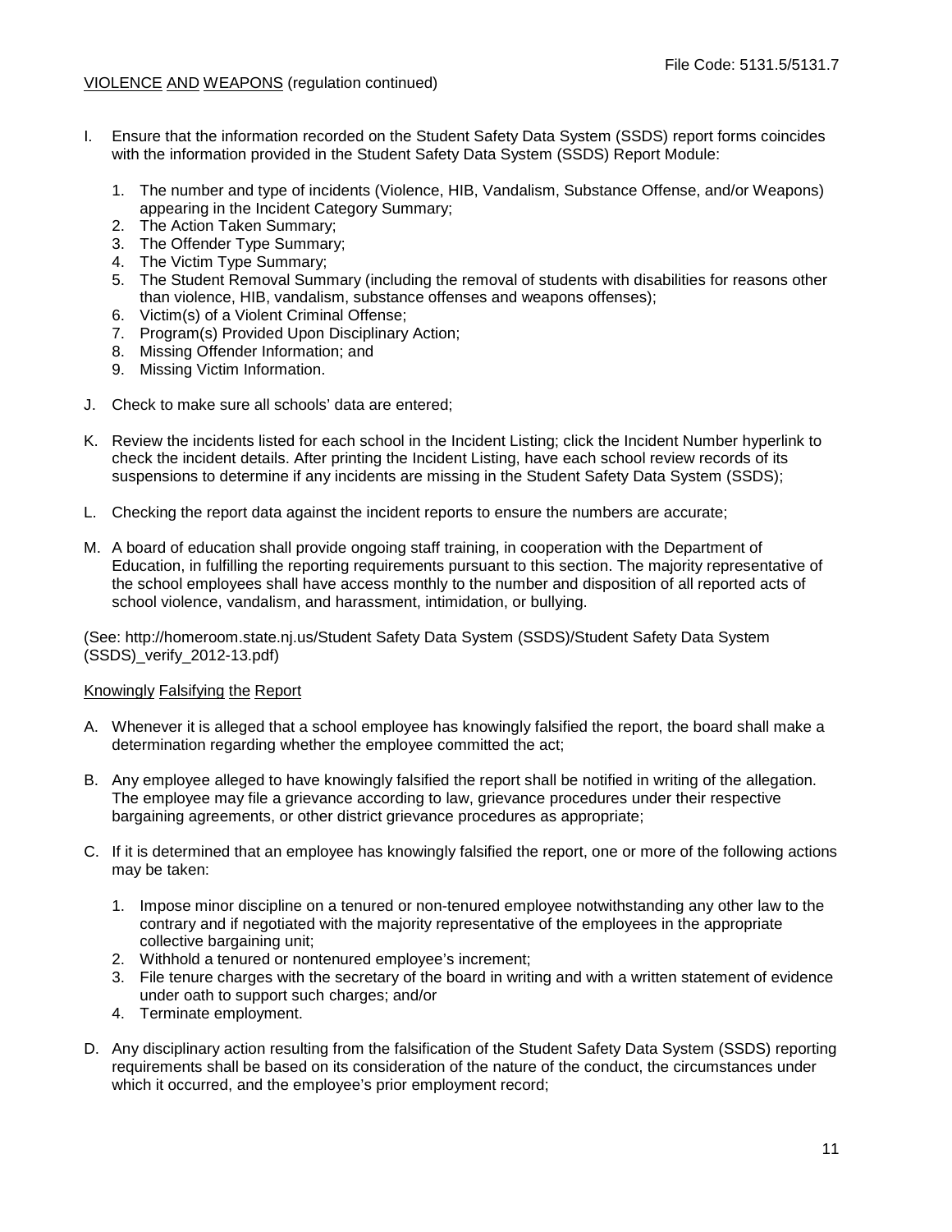VIOLENCE AND WEAPONS (regulation continued)

I. Ensure that the information recorded on the Student Safety Data System (SSDS) report forms coincides with the information provided in the Student Safety Data System (SSDS) Report Module:

   1. The number and type of incidents (Violence, HIB, Vandalism, Substance Offense, and/or Weapons) appearing in the Incident Category Summary;
   2. The Action Taken Summary;
   3. The Offender Type Summary;
   4. The Victim Type Summary;
   5. The Student Removal Summary (including the removal of students with disabilities for reasons other than violence, HIB, vandalism, substance offenses and weapons offenses);
   6. Victim(s) of a Violent Criminal Offense;
   7. Program(s) Provided Upon Disciplinary Action;
   8. Missing Offender Information; and
   9. Missing Victim Information.

J. Check to make sure all schools' data are entered;

K. Review the incidents listed for each school in the Incident Listing; click the Incident Number hyperlink to check the incident details. After printing the Incident Listing, have each school review records of its suspensions to determine if any incidents are missing in the Student Safety Data System (SSDS);

L. Checking the report data against the incident reports to ensure the numbers are accurate;

M. A board of education shall provide ongoing staff training, in cooperation with the Department of Education, in fulfilling the reporting requirements pursuant to this section. The majority representative of the school employees shall have access monthly to the number and disposition of all reported acts of school violence, vandalism, and harassment, intimidation, or bullying.

(See: http://homeroom.state.nj.us/Student Safety Data System (SSDS)/Student Safety Data System (SSDS)_verify_2012-13.pdf)

Knowingly Falsifying the Report

A. Whenever it is alleged that a school employee has knowingly falsified the report, the board shall make a determination regarding whether the employee committed the act;

B. Any employee alleged to have knowingly falsified the report shall be notified in writing of the allegation. The employee may file a grievance according to law, grievance procedures under their respective bargaining agreements, or other district grievance procedures as appropriate;

C. If it is determined that an employee has knowingly falsified the report, one or more of the following actions may be taken:

   1. Impose minor discipline on a tenured or non-tenured employee notwithstanding any other law to the contrary and if negotiated with the majority representative of the employees in the appropriate collective bargaining unit;
   2. Withhold a tenured or nontenured employee's increment;
   3. File tenure charges with the secretary of the board in writing and with a written statement of evidence under oath to support such charges; and/or
   4. Terminate employment.

D. Any disciplinary action resulting from the falsification of the Student Safety Data System (SSDS) reporting requirements shall be based on its consideration of the nature of the conduct, the circumstances under which it occurred, and the employee's prior employment record;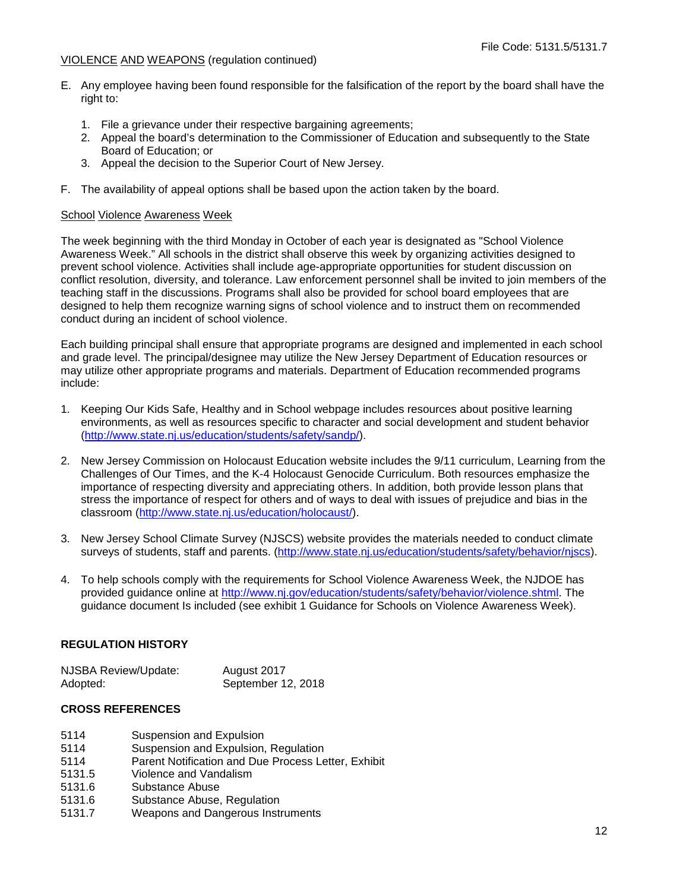VIOLENCE AND WEAPONS (regulation continued)

E. Any employee having been found responsible for the falsification of the report by the board shall have the right to:

   1. File a grievance under their respective bargaining agreements;
   2. Appeal the board's determination to the Commissioner of Education and subsequently to the State Board of Education; or
   3. Appeal the decision to the Superior Court of New Jersey.

F. The availability of appeal options shall be based upon the action taken by the board.

School Violence Awareness Week

The week beginning with the third Monday in October of each year is designated as "School Violence Awareness Week." All schools in the district shall observe this week by organizing activities designed to prevent school violence. Activities shall include age-appropriate opportunities for student discussion on conflict resolution, diversity, and tolerance. Law enforcement personnel shall be invited to join members of the teaching staff in the discussions. Programs shall also be provided for school board employees that are designed to help them recognize warning signs of school violence and to instruct them on recommended conduct during an incident of school violence.

Each building principal shall ensure that appropriate programs are designed and implemented in each school and grade level. The principal/designee may utilize the New Jersey Department of Education resources or may utilize other appropriate programs and materials. Department of Education recommended programs include:

1. Keeping Our Kids Safe, Healthy and in School webpage includes resources about positive learning environments, as well as resources specific to character and social development and student behavior (http://www.state.nj.us/education/students/safety/sandp/).

2. New Jersey Commission on Holocaust Education website includes the 9/11 curriculum, Learning from the Challenges of Our Times, and the K-4 Holocaust Genocide Curriculum. Both resources emphasize the importance of respecting diversity and appreciating others. In addition, both provide lesson plans that stress the importance of respect for others and of ways to deal with issues of prejudice and bias in the classroom (http://www.state.nj.us/education/holocaust/).

3. New Jersey School Climate Survey (NJSCS) website provides the materials needed to conduct climate surveys of students, staff and parents. (http://www.state.nj.us/education/students/safety/behavior/njscs).

4. To help schools comply with the requirements for School Violence Awareness Week, the NJDOE has provided guidance online at http://www.nj.gov/education/students/safety/behavior/violence.shtml. The guidance document Is included (see exhibit 1 Guidance for Schools on Violence Awareness Week).

**REGULATION HISTORY**

| | |
|---|---|
| NJSBA Review/Update: | August 2017 |
| Adopted: | September 12, 2018 |

**CROSS REFERENCES**

| | |
|---|---|
| 5114 | Suspension and Expulsion |
| 5114 | Suspension and Expulsion, Regulation |
| 5114 | Parent Notification and Due Process Letter, Exhibit |
| 5131.5 | Violence and Vandalism |
| 5131.6 | Substance Abuse |
| 5131.6 | Substance Abuse, Regulation |
| 5131.7 | Weapons and Dangerous Instruments |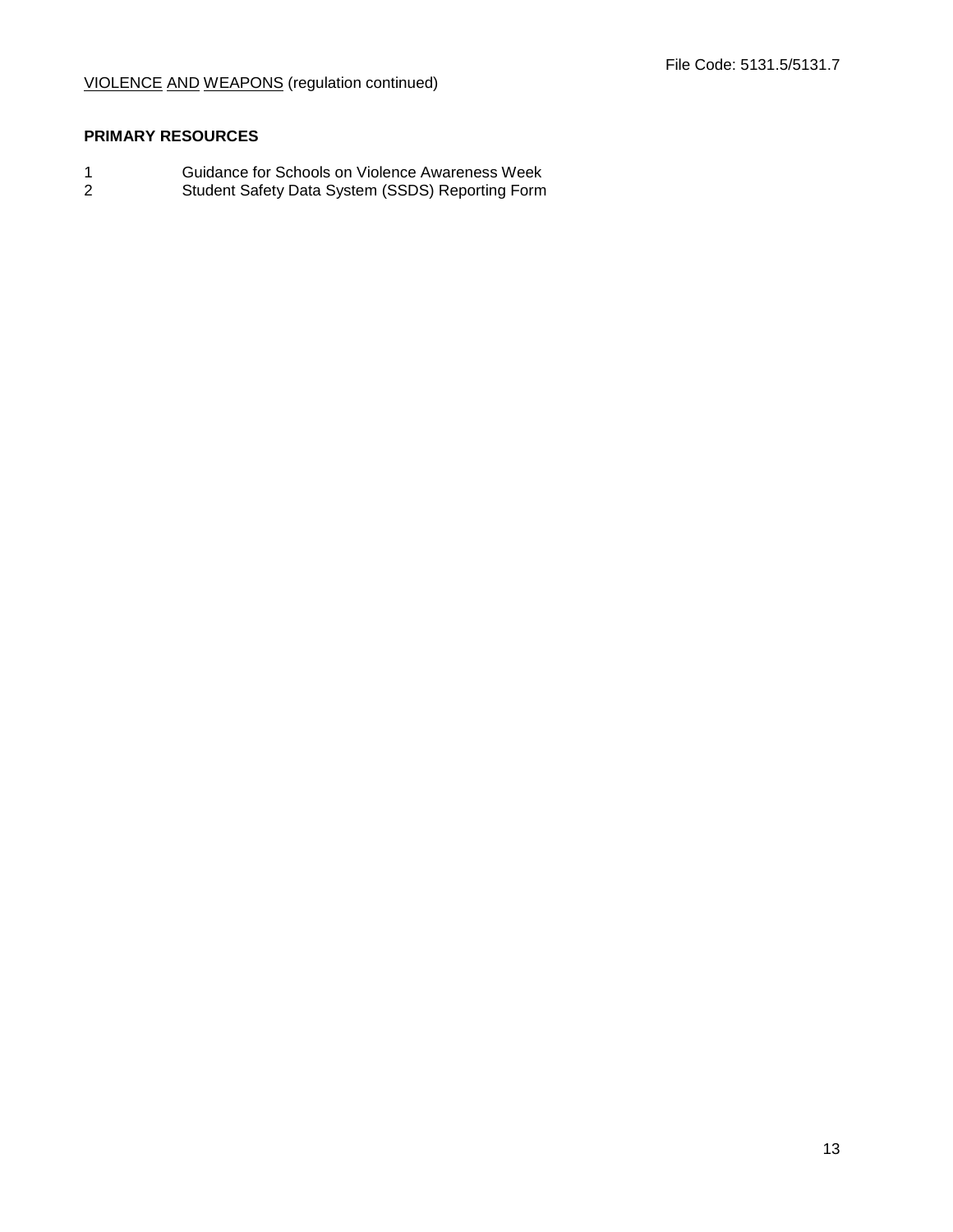**PRIMARY RESOURCES**

1 Guidance for Schools on Violence Awareness Week
2 Student Safety Data System (SSDS) Reporting Form